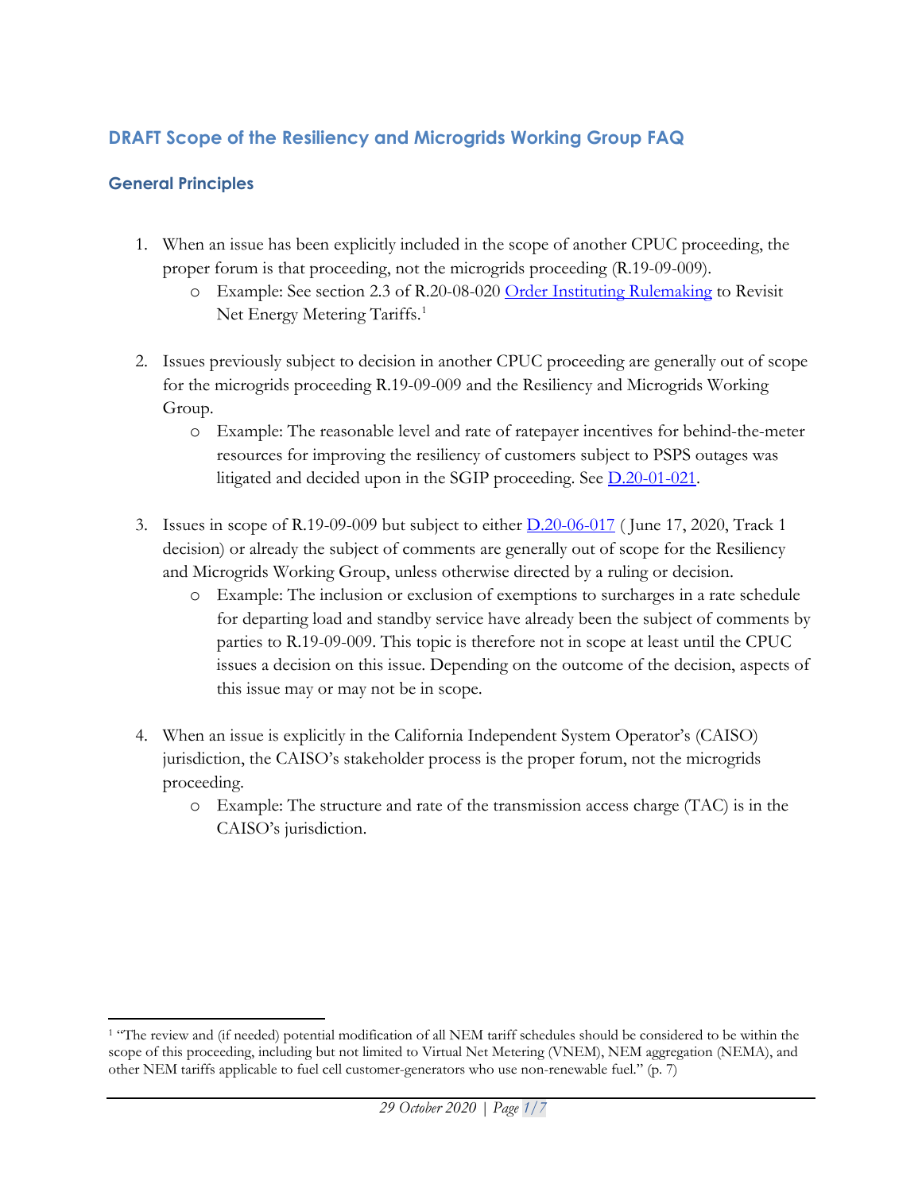## DRAFT Scope of the Resiliency and Microgrids Working Group FAQ

### General Principles

1. When an issue has been explicitly included in the scope of another CPUC proceeding, the proper forum is that proceeding, not the microgrids proceeding (R.19-09-009).
   - Example: See section 2.3 of R.20-08-020 Order Instituting Rulemaking to Revisit Net Energy Metering Tariffs.[1]

2. Issues previously subject to decision in another CPUC proceeding are generally out of scope for the microgrids proceeding R.19-09-009 and the Resiliency and Microgrids Working Group.
   - Example: The reasonable level and rate of ratepayer incentives for behind-the-meter resources for improving the resiliency of customers subject to PSPS outages was litigated and decided upon in the SGIP proceeding. See D.20-01-021.

3. Issues in scope of R.19-09-009 but subject to either D.20-06-017 ( June 17, 2020, Track 1 decision) or already the subject of comments are generally out of scope for the Resiliency and Microgrids Working Group, unless otherwise directed by a ruling or decision.
   - Example: The inclusion or exclusion of exemptions to surcharges in a rate schedule for departing load and standby service have already been the subject of comments by parties to R.19-09-009. This topic is therefore not in scope at least until the CPUC issues a decision on this issue. Depending on the outcome of the decision, aspects of this issue may or may not be in scope.

4. When an issue is explicitly in the California Independent System Operator's (CAISO) jurisdiction, the CAISO's stakeholder process is the proper forum, not the microgrids proceeding.
   - Example: The structure and rate of the transmission access charge (TAC) is in the CAISO's jurisdiction.

---

[1] "The review and (if needed) potential modification of all NEM tariff schedules should be considered to be within the scope of this proceeding, including but not limited to Virtual Net Metering (VNEM), NEM aggregation (NEMA), and other NEM tariffs applicable to fuel cell customer-generators who use non-renewable fuel." (p. 7)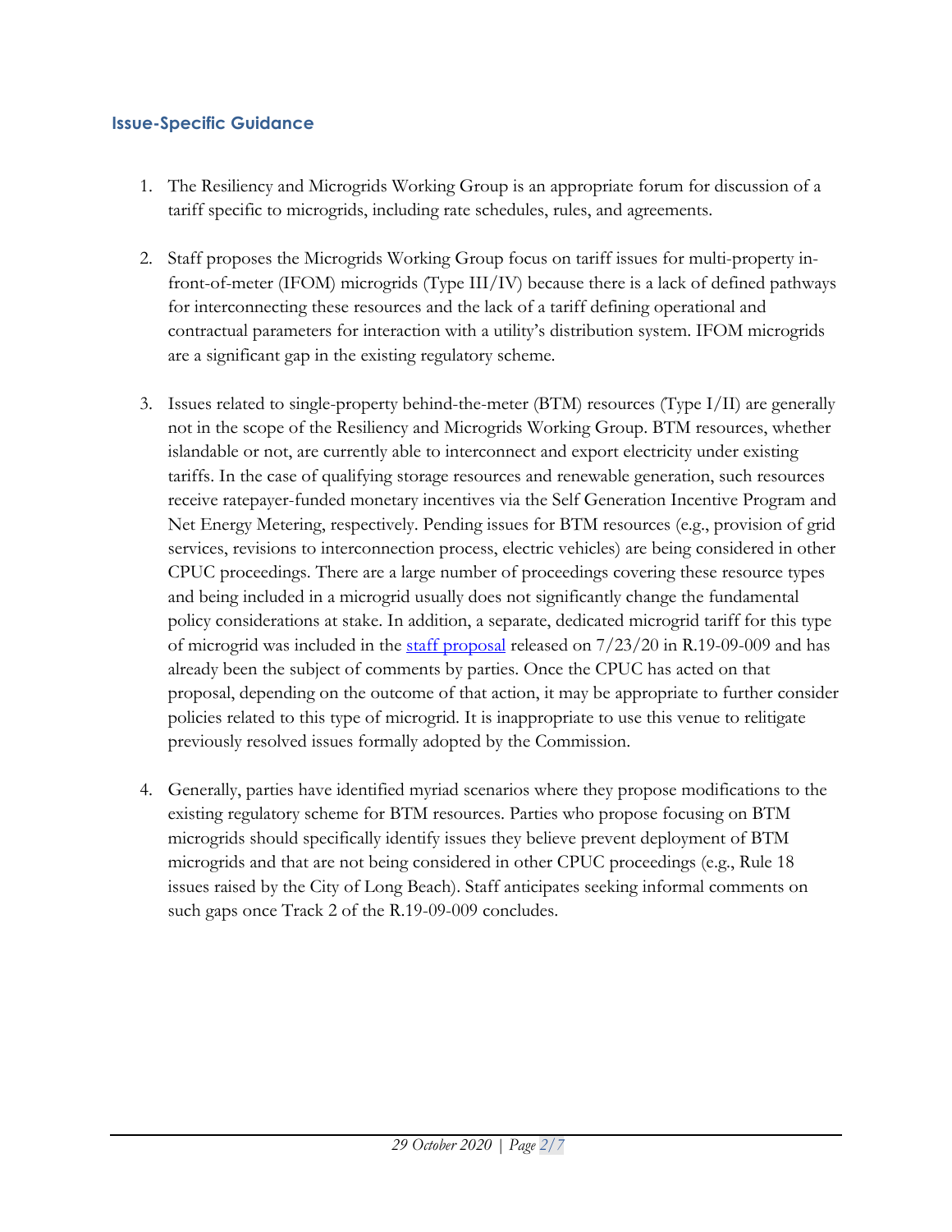### Issue-Specific Guidance

1. The Resiliency and Microgrids Working Group is an appropriate forum for discussion of a tariff specific to microgrids, including rate schedules, rules, and agreements.

2. Staff proposes the Microgrids Working Group focus on tariff issues for multi-property in-front-of-meter (IFOM) microgrids (Type III/IV) because there is a lack of defined pathways for interconnecting these resources and the lack of a tariff defining operational and contractual parameters for interaction with a utility's distribution system. IFOM microgrids are a significant gap in the existing regulatory scheme.

3. Issues related to single-property behind-the-meter (BTM) resources (Type I/II) are generally not in the scope of the Resiliency and Microgrids Working Group. BTM resources, whether islandable or not, are currently able to interconnect and export electricity under existing tariffs. In the case of qualifying storage resources and renewable generation, such resources receive ratepayer-funded monetary incentives via the Self Generation Incentive Program and Net Energy Metering, respectively. Pending issues for BTM resources (e.g., provision of grid services, revisions to interconnection process, electric vehicles) are being considered in other CPUC proceedings. There are a large number of proceedings covering these resource types and being included in a microgrid usually does not significantly change the fundamental policy considerations at stake. In addition, a separate, dedicated microgrid tariff for this type of microgrid was included in the staff proposal released on 7/23/20 in R.19-09-009 and has already been the subject of comments by parties. Once the CPUC has acted on that proposal, depending on the outcome of that action, it may be appropriate to further consider policies related to this type of microgrid. It is inappropriate to use this venue to relitigate previously resolved issues formally adopted by the Commission.

4. Generally, parties have identified myriad scenarios where they propose modifications to the existing regulatory scheme for BTM resources. Parties who propose focusing on BTM microgrids should specifically identify issues they believe prevent deployment of BTM microgrids and that are not being considered in other CPUC proceedings (e.g., Rule 18 issues raised by the City of Long Beach). Staff anticipates seeking informal comments on such gaps once Track 2 of the R.19-09-009 concludes.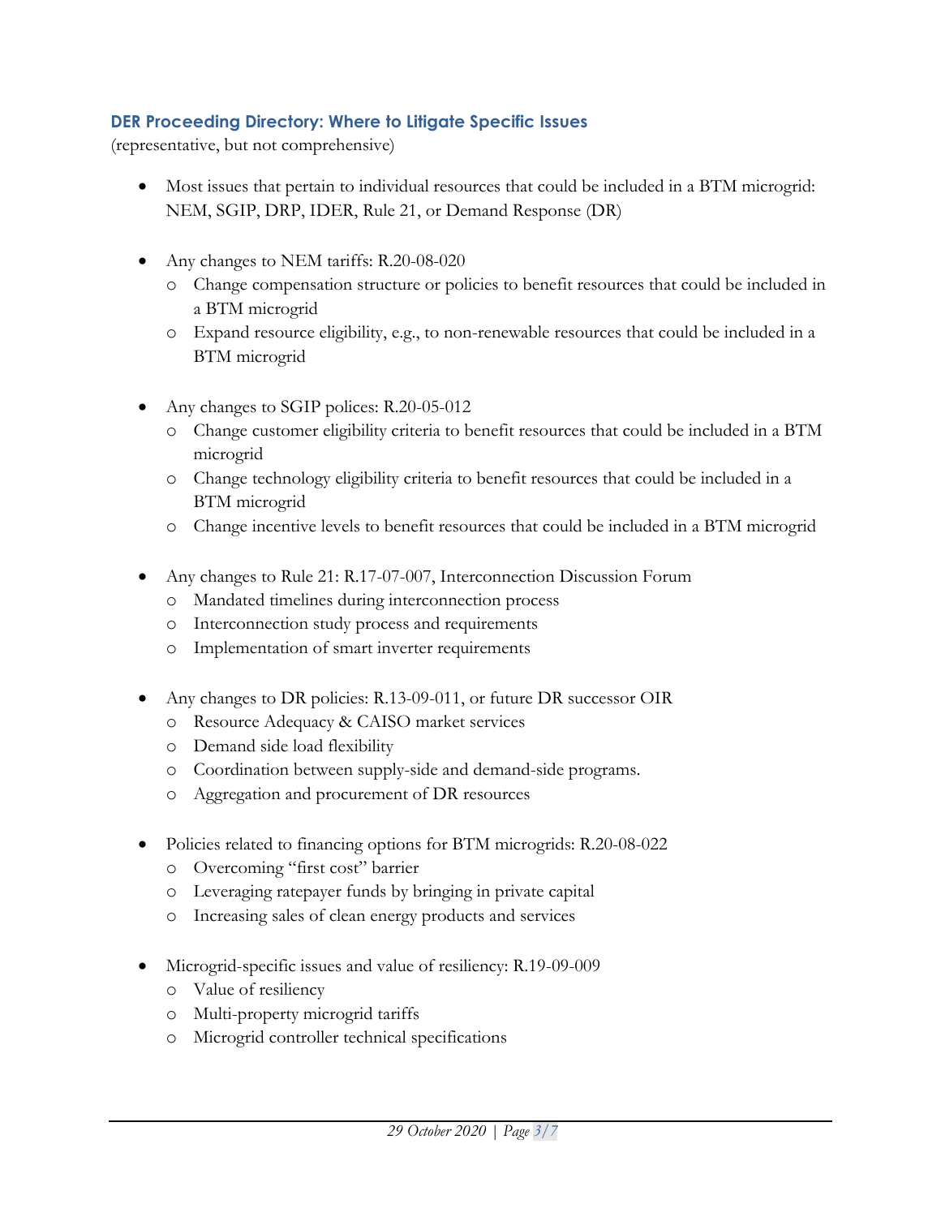### DER Proceeding Directory: Where to Litigate Specific Issues

(representative, but not comprehensive)

- Most issues that pertain to individual resources that could be included in a BTM microgrid: NEM, SGIP, DRP, IDER, Rule 21, or Demand Response (DR)

- Any changes to NEM tariffs: R.20-08-020
  - Change compensation structure or policies to benefit resources that could be included in a BTM microgrid
  - Expand resource eligibility, e.g., to non-renewable resources that could be included in a BTM microgrid

- Any changes to SGIP polices: R.20-05-012
  - Change customer eligibility criteria to benefit resources that could be included in a BTM microgrid
  - Change technology eligibility criteria to benefit resources that could be included in a BTM microgrid
  - Change incentive levels to benefit resources that could be included in a BTM microgrid

- Any changes to Rule 21: R.17-07-007, Interconnection Discussion Forum
  - Mandated timelines during interconnection process
  - Interconnection study process and requirements
  - Implementation of smart inverter requirements

- Any changes to DR policies: R.13-09-011, or future DR successor OIR
  - Resource Adequacy & CAISO market services
  - Demand side load flexibility
  - Coordination between supply-side and demand-side programs.
  - Aggregation and procurement of DR resources

- Policies related to financing options for BTM microgrids: R.20-08-022
  - Overcoming "first cost" barrier
  - Leveraging ratepayer funds by bringing in private capital
  - Increasing sales of clean energy products and services

- Microgrid-specific issues and value of resiliency: R.19-09-009
  - Value of resiliency
  - Multi-property microgrid tariffs
  - Microgrid controller technical specifications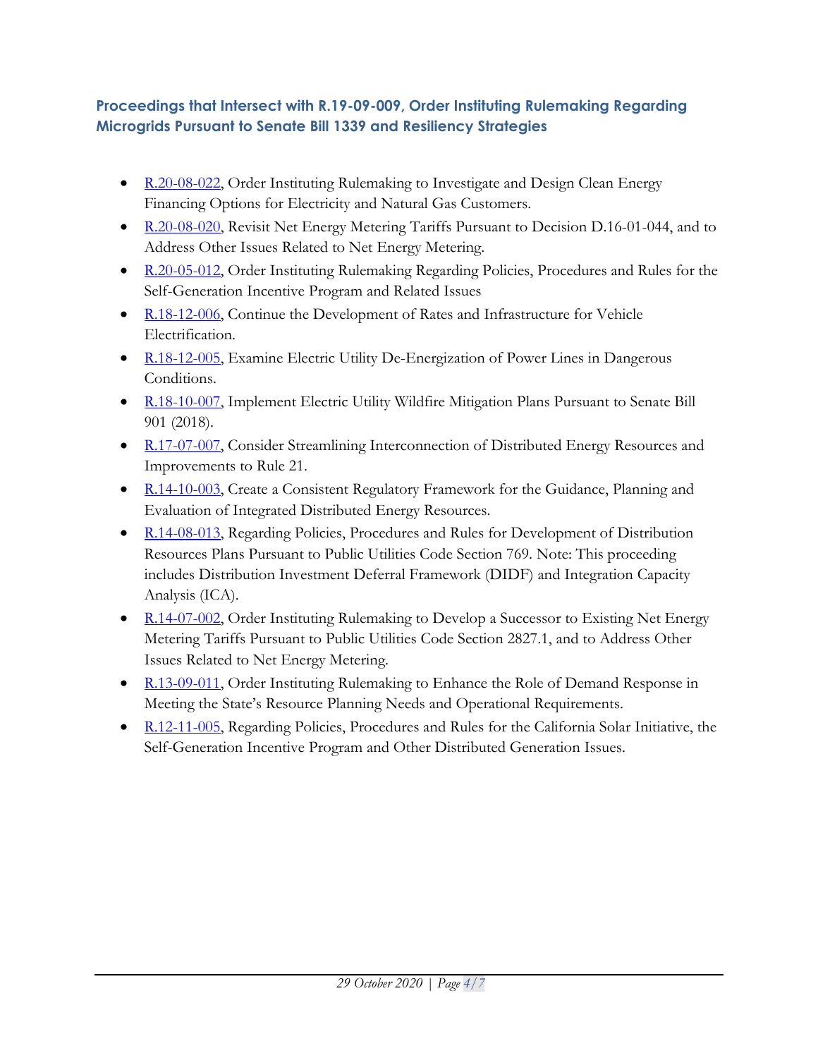### Proceedings that Intersect with R.19-09-009, Order Instituting Rulemaking Regarding Microgrids Pursuant to Senate Bill 1339 and Resiliency Strategies

- R.20-08-022, Order Instituting Rulemaking to Investigate and Design Clean Energy Financing Options for Electricity and Natural Gas Customers.
- R.20-08-020, Revisit Net Energy Metering Tariffs Pursuant to Decision D.16-01-044, and to Address Other Issues Related to Net Energy Metering.
- R.20-05-012, Order Instituting Rulemaking Regarding Policies, Procedures and Rules for the Self-Generation Incentive Program and Related Issues
- R.18-12-006, Continue the Development of Rates and Infrastructure for Vehicle Electrification.
- R.18-12-005, Examine Electric Utility De-Energization of Power Lines in Dangerous Conditions.
- R.18-10-007, Implement Electric Utility Wildfire Mitigation Plans Pursuant to Senate Bill 901 (2018).
- R.17-07-007, Consider Streamlining Interconnection of Distributed Energy Resources and Improvements to Rule 21.
- R.14-10-003, Create a Consistent Regulatory Framework for the Guidance, Planning and Evaluation of Integrated Distributed Energy Resources.
- R.14-08-013, Regarding Policies, Procedures and Rules for Development of Distribution Resources Plans Pursuant to Public Utilities Code Section 769. Note: This proceeding includes Distribution Investment Deferral Framework (DIDF) and Integration Capacity Analysis (ICA).
- R.14-07-002, Order Instituting Rulemaking to Develop a Successor to Existing Net Energy Metering Tariffs Pursuant to Public Utilities Code Section 2827.1, and to Address Other Issues Related to Net Energy Metering.
- R.13-09-011, Order Instituting Rulemaking to Enhance the Role of Demand Response in Meeting the State's Resource Planning Needs and Operational Requirements.
- R.12-11-005, Regarding Policies, Procedures and Rules for the California Solar Initiative, the Self-Generation Incentive Program and Other Distributed Generation Issues.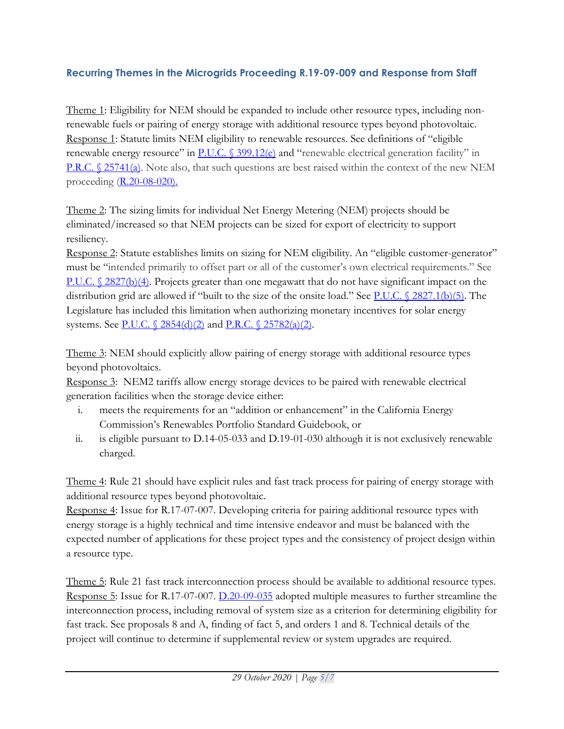### Recurring Themes in the Microgrids Proceeding R.19-09-009 and Response from Staff

Theme 1: Eligibility for NEM should be expanded to include other resource types, including non-renewable fuels or pairing of energy storage with additional resource types beyond photovoltaic.
Response 1: Statute limits NEM eligibility to renewable resources. See definitions of "eligible renewable energy resource" in P.U.C. § 399.12(e) and "renewable electrical generation facility" in P.R.C. § 25741(a). Note also, that such questions are best raised within the context of the new NEM proceeding (R.20-08-020).

Theme 2: The sizing limits for individual Net Energy Metering (NEM) projects should be eliminated/increased so that NEM projects can be sized for export of electricity to support resiliency.
Response 2: Statute establishes limits on sizing for NEM eligibility. An "eligible customer-generator" must be "intended primarily to offset part or all of the customer's own electrical requirements." See P.U.C. § 2827(b)(4). Projects greater than one megawatt that do not have significant impact on the distribution grid are allowed if "built to the size of the onsite load." See P.U.C. § 2827.1(b)(5). The Legislature has included this limitation when authorizing monetary incentives for solar energy systems. See P.U.C. § 2854(d)(2) and P.R.C. § 25782(a)(2).

Theme 3: NEM should explicitly allow pairing of energy storage with additional resource types beyond photovoltaics.
Response 3: NEM2 tariffs allow energy storage devices to be paired with renewable electrical generation facilities when the storage device either:

i. meets the requirements for an "addition or enhancement" in the California Energy Commission's Renewables Portfolio Standard Guidebook, or
ii. is eligible pursuant to D.14-05-033 and D.19-01-030 although it is not exclusively renewable charged.

Theme 4: Rule 21 should have explicit rules and fast track process for pairing of energy storage with additional resource types beyond photovoltaic.
Response 4: Issue for R.17-07-007. Developing criteria for pairing additional resource types with energy storage is a highly technical and time intensive endeavor and must be balanced with the expected number of applications for these project types and the consistency of project design within a resource type.

Theme 5: Rule 21 fast track interconnection process should be available to additional resource types.
Response 5: Issue for R.17-07-007. D.20-09-035 adopted multiple measures to further streamline the interconnection process, including removal of system size as a criterion for determining eligibility for fast track. See proposals 8 and A, finding of fact 5, and orders 1 and 8. Technical details of the project will continue to determine if supplemental review or system upgrades are required.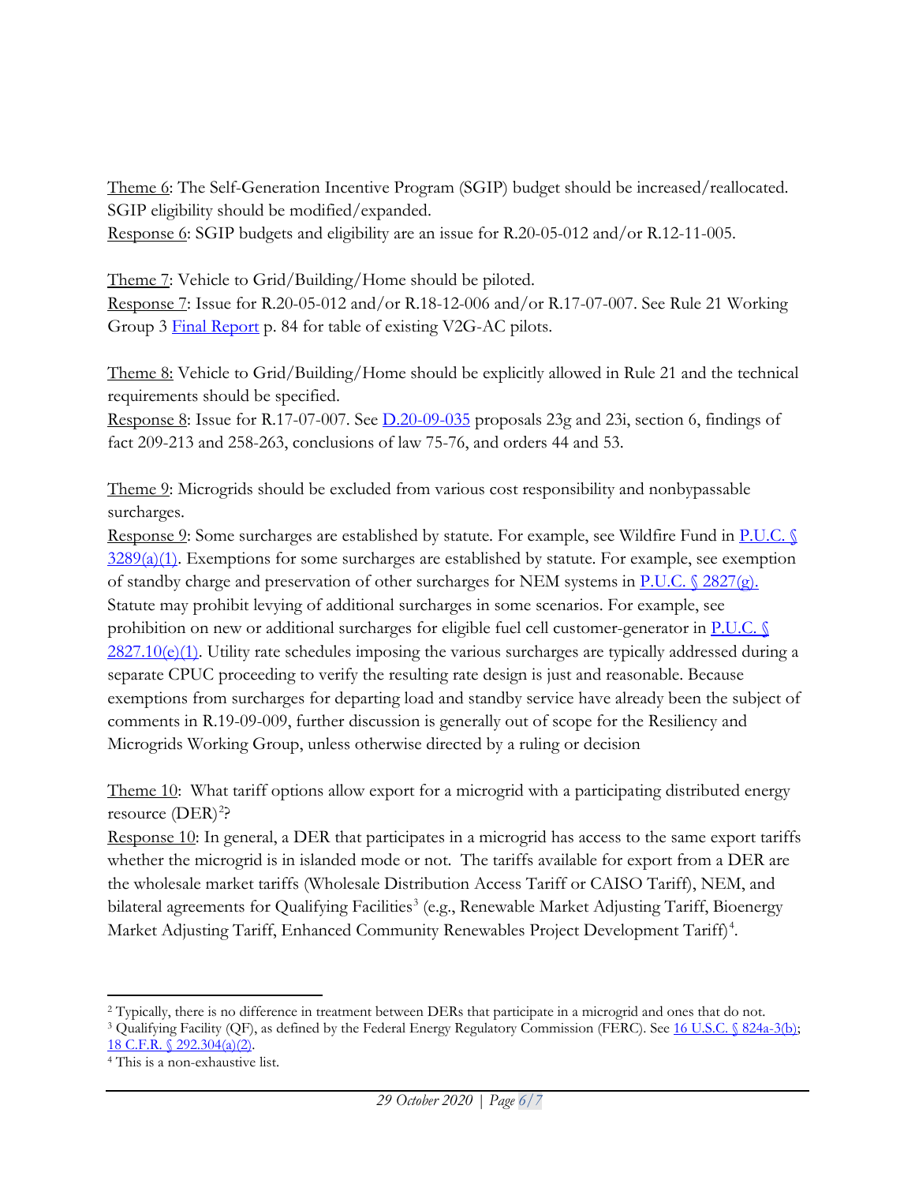Theme 6: The Self-Generation Incentive Program (SGIP) budget should be increased/reallocated. SGIP eligibility should be modified/expanded.
Response 6: SGIP budgets and eligibility are an issue for R.20-05-012 and/or R.12-11-005.

Theme 7: Vehicle to Grid/Building/Home should be piloted.
Response 7: Issue for R.20-05-012 and/or R.18-12-006 and/or R.17-07-007. See Rule 21 Working Group 3 Final Report p. 84 for table of existing V2G-AC pilots.

Theme 8: Vehicle to Grid/Building/Home should be explicitly allowed in Rule 21 and the technical requirements should be specified.
Response 8: Issue for R.17-07-007. See D.20-09-035 proposals 23g and 23i, section 6, findings of fact 209-213 and 258-263, conclusions of law 75-76, and orders 44 and 53.

Theme 9: Microgrids should be excluded from various cost responsibility and nonbypassable surcharges.
Response 9: Some surcharges are established by statute. For example, see Wildfire Fund in P.U.C. § 3289(a)(1). Exemptions for some surcharges are established by statute. For example, see exemption of standby charge and preservation of other surcharges for NEM systems in P.U.C. § 2827(g). Statute may prohibit levying of additional surcharges in some scenarios. For example, see prohibition on new or additional surcharges for eligible fuel cell customer-generator in P.U.C. § 2827.10(e)(1). Utility rate schedules imposing the various surcharges are typically addressed during a separate CPUC proceeding to verify the resulting rate design is just and reasonable. Because exemptions from surcharges for departing load and standby service have already been the subject of comments in R.19-09-009, further discussion is generally out of scope for the Resiliency and Microgrids Working Group, unless otherwise directed by a ruling or decision

Theme 10: What tariff options allow export for a microgrid with a participating distributed energy resource (DER)[2]?
Response 10: In general, a DER that participates in a microgrid has access to the same export tariffs whether the microgrid is in islanded mode or not. The tariffs available for export from a DER are the wholesale market tariffs (Wholesale Distribution Access Tariff or CAISO Tariff), NEM, and bilateral agreements for Qualifying Facilities[3] (e.g., Renewable Market Adjusting Tariff, Bioenergy Market Adjusting Tariff, Enhanced Community Renewables Project Development Tariff)[4].

---

[2] Typically, there is no difference in treatment between DERs that participate in a microgrid and ones that do not.

[3] Qualifying Facility (QF), as defined by the Federal Energy Regulatory Commission (FERC). See 16 U.S.C. § 824a-3(b); 18 C.F.R. § 292.304(a)(2).

[4] This is a non-exhaustive list.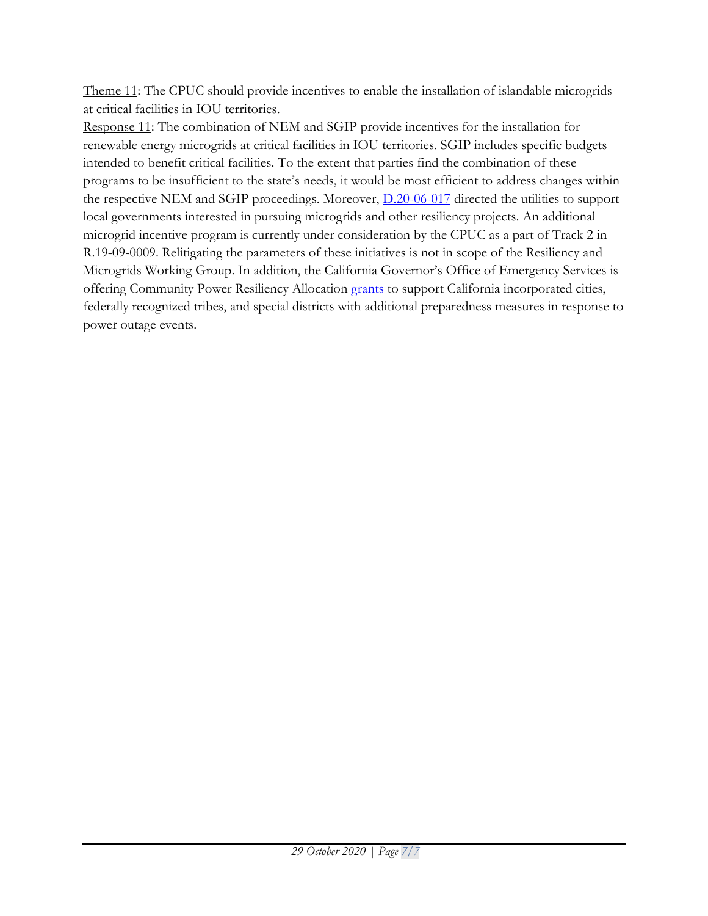Theme 11: The CPUC should provide incentives to enable the installation of islandable microgrids at critical facilities in IOU territories.

Response 11: The combination of NEM and SGIP provide incentives for the installation for renewable energy microgrids at critical facilities in IOU territories. SGIP includes specific budgets intended to benefit critical facilities. To the extent that parties find the combination of these programs to be insufficient to the state's needs, it would be most efficient to address changes within the respective NEM and SGIP proceedings. Moreover, D.20-06-017 directed the utilities to support local governments interested in pursuing microgrids and other resiliency projects. An additional microgrid incentive program is currently under consideration by the CPUC as a part of Track 2 in R.19-09-0009. Relitigating the parameters of these initiatives is not in scope of the Resiliency and Microgrids Working Group. In addition, the California Governor's Office of Emergency Services is offering Community Power Resiliency Allocation grants to support California incorporated cities, federally recognized tribes, and special districts with additional preparedness measures in response to power outage events.